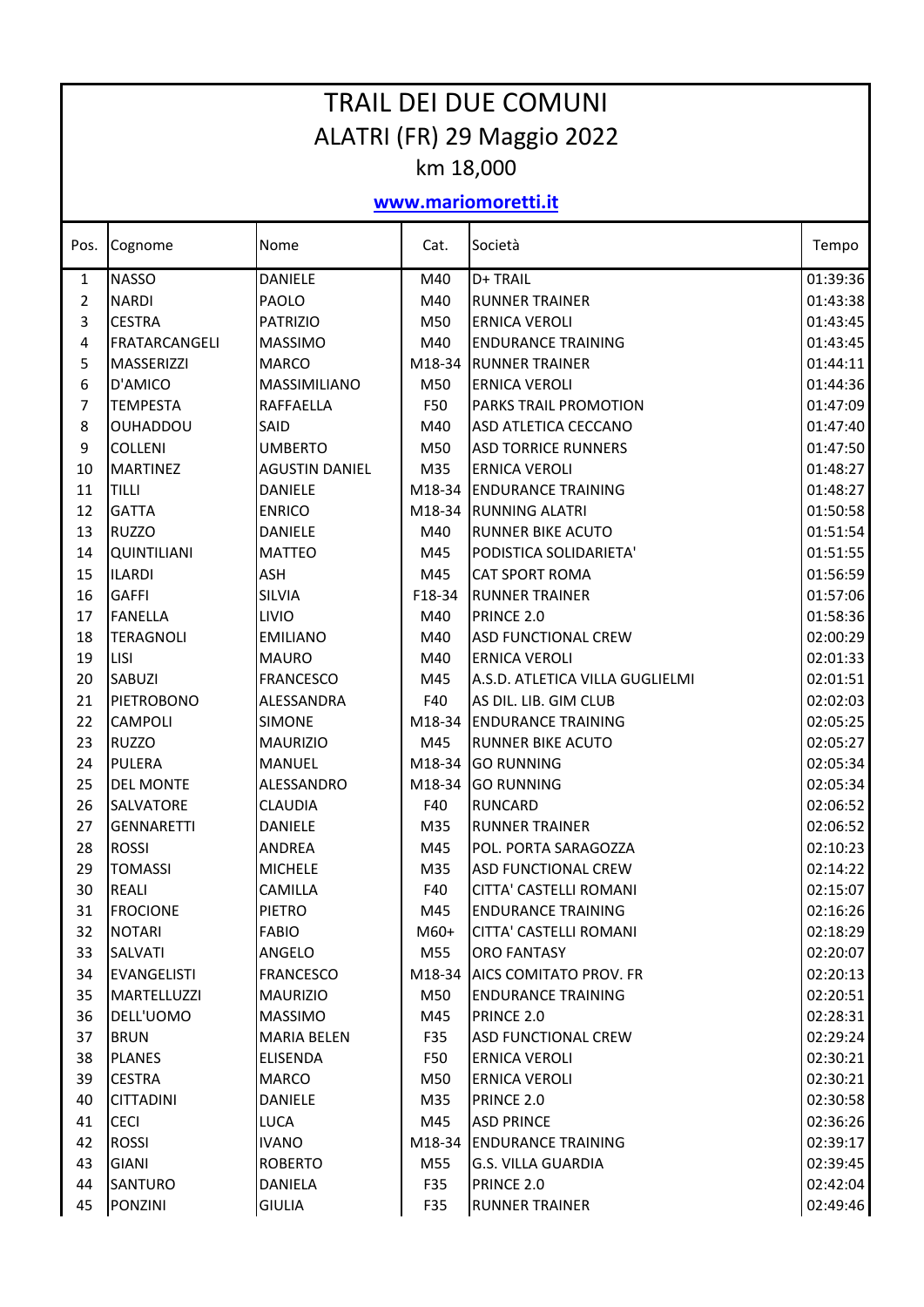# TRAIL DEI DUE COMUNI

## ALATRI (FR) 29 Maggio 2022

### km 18,000

**www.mariomoretti.it**

| Pos. | Cognome | Nome | Cat. | Società | Tempo |
|---|---|---|---|---|---|
| 1 | NASSO | DANIELE | M40 | D+ TRAIL | 01:39:36 |
| 2 | NARDI | PAOLO | M40 | RUNNER TRAINER | 01:43:38 |
| 3 | CESTRA | PATRIZIO | M50 | ERNICA VEROLI | 01:43:45 |
| 4 | FRATARCANGELI | MASSIMO | M40 | ENDURANCE TRAINING | 01:43:45 |
| 5 | MASSERIZZI | MARCO | M18-34 | RUNNER TRAINER | 01:44:11 |
| 6 | D'AMICO | MASSIMILIANO | M50 | ERNICA VEROLI | 01:44:36 |
| 7 | TEMPESTA | RAFFAELLA | F50 | PARKS TRAIL PROMOTION | 01:47:09 |
| 8 | OUHADDOU | SAID | M40 | ASD ATLETICA CECCANO | 01:47:40 |
| 9 | COLLENI | UMBERTO | M50 | ASD TORRICE RUNNERS | 01:47:50 |
| 10 | MARTINEZ | AGUSTIN DANIEL | M35 | ERNICA VEROLI | 01:48:27 |
| 11 | TILLI | DANIELE | M18-34 | ENDURANCE TRAINING | 01:48:27 |
| 12 | GATTA | ENRICO | M18-34 | RUNNING ALATRI | 01:50:58 |
| 13 | RUZZO | DANIELE | M40 | RUNNER BIKE ACUTO | 01:51:54 |
| 14 | QUINTILIANI | MATTEO | M45 | PODISTICA SOLIDARIETA' | 01:51:55 |
| 15 | ILARDI | ASH | M45 | CAT SPORT ROMA | 01:56:59 |
| 16 | GAFFI | SILVIA | F18-34 | RUNNER TRAINER | 01:57:06 |
| 17 | FANELLA | LIVIO | M40 | PRINCE 2.0 | 01:58:36 |
| 18 | TERAGNOLI | EMILIANO | M40 | ASD FUNCTIONAL CREW | 02:00:29 |
| 19 | LISI | MAURO | M40 | ERNICA VEROLI | 02:01:33 |
| 20 | SABUZI | FRANCESCO | M45 | A.S.D. ATLETICA VILLA GUGLIELMI | 02:01:51 |
| 21 | PIETROBONO | ALESSANDRA | F40 | AS DIL. LIB. GIM CLUB | 02:02:03 |
| 22 | CAMPOLI | SIMONE | M18-34 | ENDURANCE TRAINING | 02:05:25 |
| 23 | RUZZO | MAURIZIO | M45 | RUNNER BIKE ACUTO | 02:05:27 |
| 24 | PULERA | MANUEL | M18-34 | GO RUNNING | 02:05:34 |
| 25 | DEL MONTE | ALESSANDRO | M18-34 | GO RUNNING | 02:05:34 |
| 26 | SALVATORE | CLAUDIA | F40 | RUNCARD | 02:06:52 |
| 27 | GENNARETTI | DANIELE | M35 | RUNNER TRAINER | 02:06:52 |
| 28 | ROSSI | ANDREA | M45 | POL. PORTA SARAGOZZA | 02:10:23 |
| 29 | TOMASSI | MICHELE | M35 | ASD FUNCTIONAL CREW | 02:14:22 |
| 30 | REALI | CAMILLA | F40 | CITTA' CASTELLI ROMANI | 02:15:07 |
| 31 | FROCIONE | PIETRO | M45 | ENDURANCE TRAINING | 02:16:26 |
| 32 | NOTARI | FABIO | M60+ | CITTA' CASTELLI ROMANI | 02:18:29 |
| 33 | SALVATI | ANGELO | M55 | ORO FANTASY | 02:20:07 |
| 34 | EVANGELISTI | FRANCESCO | M18-34 | AICS COMITATO PROV. FR | 02:20:13 |
| 35 | MARTELLUZZI | MAURIZIO | M50 | ENDURANCE TRAINING | 02:20:51 |
| 36 | DELL'UOMO | MASSIMO | M45 | PRINCE 2.0 | 02:28:31 |
| 37 | BRUN | MARIA BELEN | F35 | ASD FUNCTIONAL CREW | 02:29:24 |
| 38 | PLANES | ELISENDA | F50 | ERNICA VEROLI | 02:30:21 |
| 39 | CESTRA | MARCO | M50 | ERNICA VEROLI | 02:30:21 |
| 40 | CITTADINI | DANIELE | M35 | PRINCE 2.0 | 02:30:58 |
| 41 | CECI | LUCA | M45 | ASD PRINCE | 02:36:26 |
| 42 | ROSSI | IVANO | M18-34 | ENDURANCE TRAINING | 02:39:17 |
| 43 | GIANI | ROBERTO | M55 | G.S. VILLA GUARDIA | 02:39:45 |
| 44 | SANTURO | DANIELA | F35 | PRINCE 2.0 | 02:42:04 |
| 45 | PONZINI | GIULIA | F35 | RUNNER TRAINER | 02:49:46 |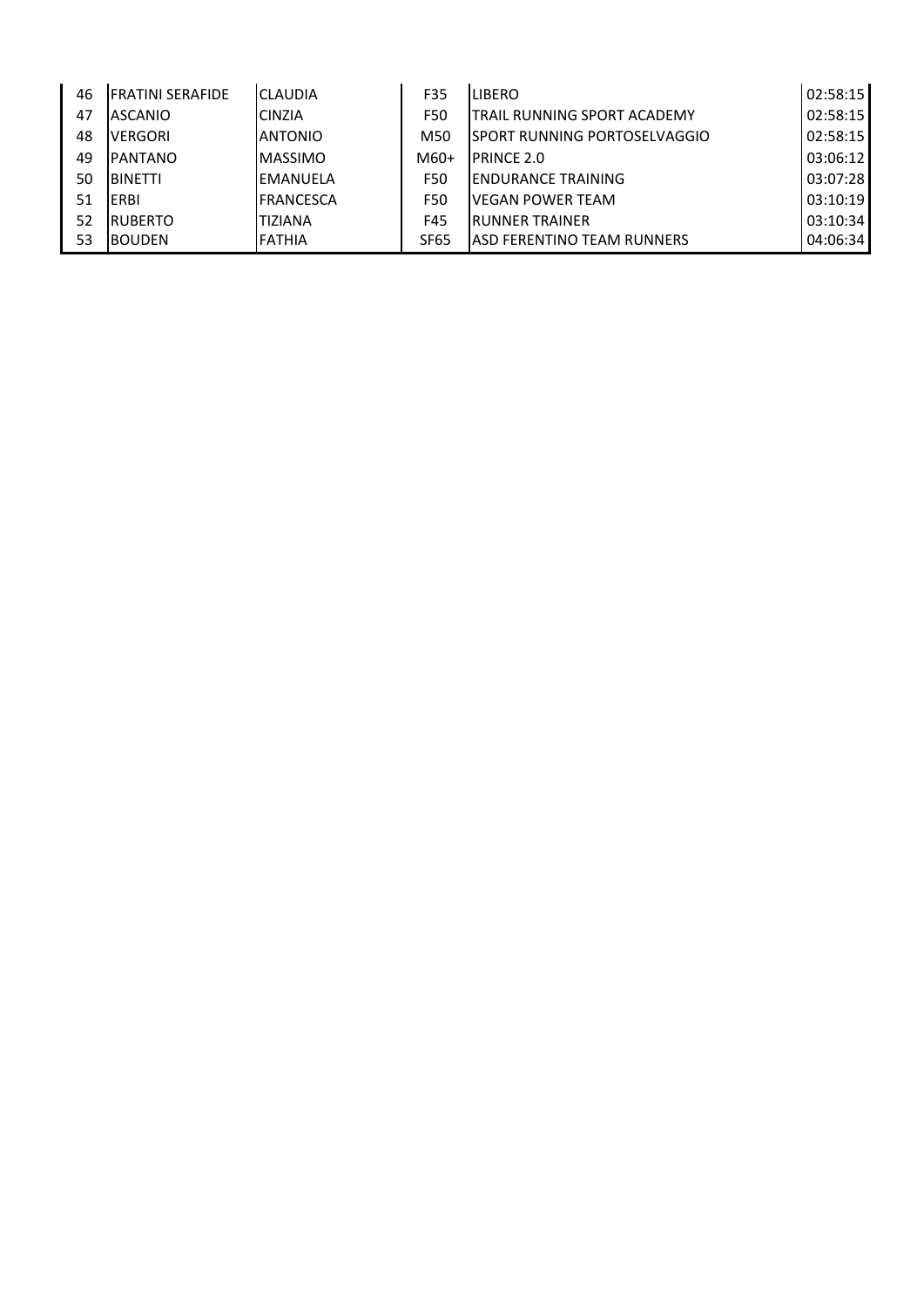| | | | | | |
|---|---|---|---|---|---|
| 46 | FRATINI SERAFIDE | CLAUDIA | F35 | LIBERO | 02:58:15 |
| 47 | ASCANIO | CINZIA | F50 | TRAIL RUNNING SPORT ACADEMY | 02:58:15 |
| 48 | VERGORI | ANTONIO | M50 | SPORT RUNNING PORTOSELVAGGIO | 02:58:15 |
| 49 | PANTANO | MASSIMO | M60+ | PRINCE 2.0 | 03:06:12 |
| 50 | BINETTI | EMANUELA | F50 | ENDURANCE TRAINING | 03:07:28 |
| 51 | ERBI | FRANCESCA | F50 | VEGAN POWER TEAM | 03:10:19 |
| 52 | RUBERTO | TIZIANA | F45 | RUNNER TRAINER | 03:10:34 |
| 53 | BOUDEN | FATHIA | SF65 | ASD FERENTINO TEAM RUNNERS | 04:06:34 |